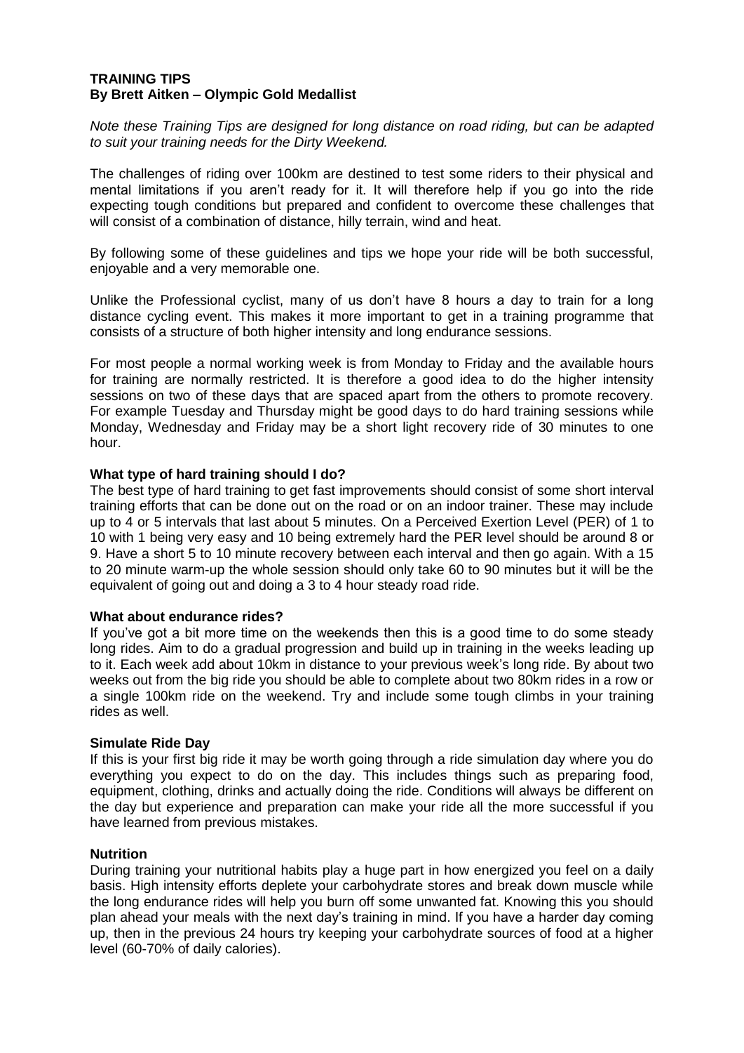**TRAINING TIPS**
**By Brett Aitken – Olympic Gold Medallist**

*Note these Training Tips are designed for long distance on road riding, but can be adapted to suit your training needs for the Dirty Weekend.*

The challenges of riding over 100km are destined to test some riders to their physical and mental limitations if you aren't ready for it. It will therefore help if you go into the ride expecting tough conditions but prepared and confident to overcome these challenges that will consist of a combination of distance, hilly terrain, wind and heat.

By following some of these guidelines and tips we hope your ride will be both successful, enjoyable and a very memorable one.

Unlike the Professional cyclist, many of us don't have 8 hours a day to train for a long distance cycling event. This makes it more important to get in a training programme that consists of a structure of both higher intensity and long endurance sessions.

For most people a normal working week is from Monday to Friday and the available hours for training are normally restricted. It is therefore a good idea to do the higher intensity sessions on two of these days that are spaced apart from the others to promote recovery. For example Tuesday and Thursday might be good days to do hard training sessions while Monday, Wednesday and Friday may be a short light recovery ride of 30 minutes to one hour.

**What type of hard training should I do?**
The best type of hard training to get fast improvements should consist of some short interval training efforts that can be done out on the road or on an indoor trainer. These may include up to 4 or 5 intervals that last about 5 minutes. On a Perceived Exertion Level (PER) of 1 to 10 with 1 being very easy and 10 being extremely hard the PER level should be around 8 or 9. Have a short 5 to 10 minute recovery between each interval and then go again. With a 15 to 20 minute warm-up the whole session should only take 60 to 90 minutes but it will be the equivalent of going out and doing a 3 to 4 hour steady road ride.

**What about endurance rides?**
If you've got a bit more time on the weekends then this is a good time to do some steady long rides. Aim to do a gradual progression and build up in training in the weeks leading up to it. Each week add about 10km in distance to your previous week's long ride. By about two weeks out from the big ride you should be able to complete about two 80km rides in a row or a single 100km ride on the weekend. Try and include some tough climbs in your training rides as well.

**Simulate Ride Day**
If this is your first big ride it may be worth going through a ride simulation day where you do everything you expect to do on the day. This includes things such as preparing food, equipment, clothing, drinks and actually doing the ride. Conditions will always be different on the day but experience and preparation can make your ride all the more successful if you have learned from previous mistakes.

**Nutrition**
During training your nutritional habits play a huge part in how energized you feel on a daily basis. High intensity efforts deplete your carbohydrate stores and break down muscle while the long endurance rides will help you burn off some unwanted fat. Knowing this you should plan ahead your meals with the next day's training in mind. If you have a harder day coming up, then in the previous 24 hours try keeping your carbohydrate sources of food at a higher level (60-70% of daily calories).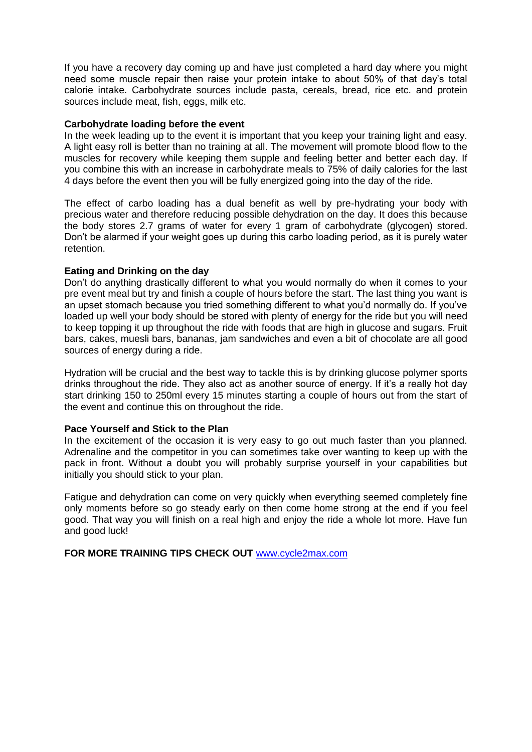If you have a recovery day coming up and have just completed a hard day where you might need some muscle repair then raise your protein intake to about 50% of that day's total calorie intake. Carbohydrate sources include pasta, cereals, bread, rice etc. and protein sources include meat, fish, eggs, milk etc.

**Carbohydrate loading before the event**

In the week leading up to the event it is important that you keep your training light and easy. A light easy roll is better than no training at all. The movement will promote blood flow to the muscles for recovery while keeping them supple and feeling better and better each day. If you combine this with an increase in carbohydrate meals to 75% of daily calories for the last 4 days before the event then you will be fully energized going into the day of the ride.

The effect of carbo loading has a dual benefit as well by pre-hydrating your body with precious water and therefore reducing possible dehydration on the day. It does this because the body stores 2.7 grams of water for every 1 gram of carbohydrate (glycogen) stored. Don't be alarmed if your weight goes up during this carbo loading period, as it is purely water retention.

**Eating and Drinking on the day**

Don't do anything drastically different to what you would normally do when it comes to your pre event meal but try and finish a couple of hours before the start. The last thing you want is an upset stomach because you tried something different to what you'd normally do. If you've loaded up well your body should be stored with plenty of energy for the ride but you will need to keep topping it up throughout the ride with foods that are high in glucose and sugars. Fruit bars, cakes, muesli bars, bananas, jam sandwiches and even a bit of chocolate are all good sources of energy during a ride.

Hydration will be crucial and the best way to tackle this is by drinking glucose polymer sports drinks throughout the ride. They also act as another source of energy. If it's a really hot day start drinking 150 to 250ml every 15 minutes starting a couple of hours out from the start of the event and continue this on throughout the ride.

**Pace Yourself and Stick to the Plan**

In the excitement of the occasion it is very easy to go out much faster than you planned. Adrenaline and the competitor in you can sometimes take over wanting to keep up with the pack in front. Without a doubt you will probably surprise yourself in your capabilities but initially you should stick to your plan.

Fatigue and dehydration can come on very quickly when everything seemed completely fine only moments before so go steady early on then come home strong at the end if you feel good. That way you will finish on a real high and enjoy the ride a whole lot more. Have fun and good luck!

**FOR MORE TRAINING TIPS CHECK OUT** www.cycle2max.com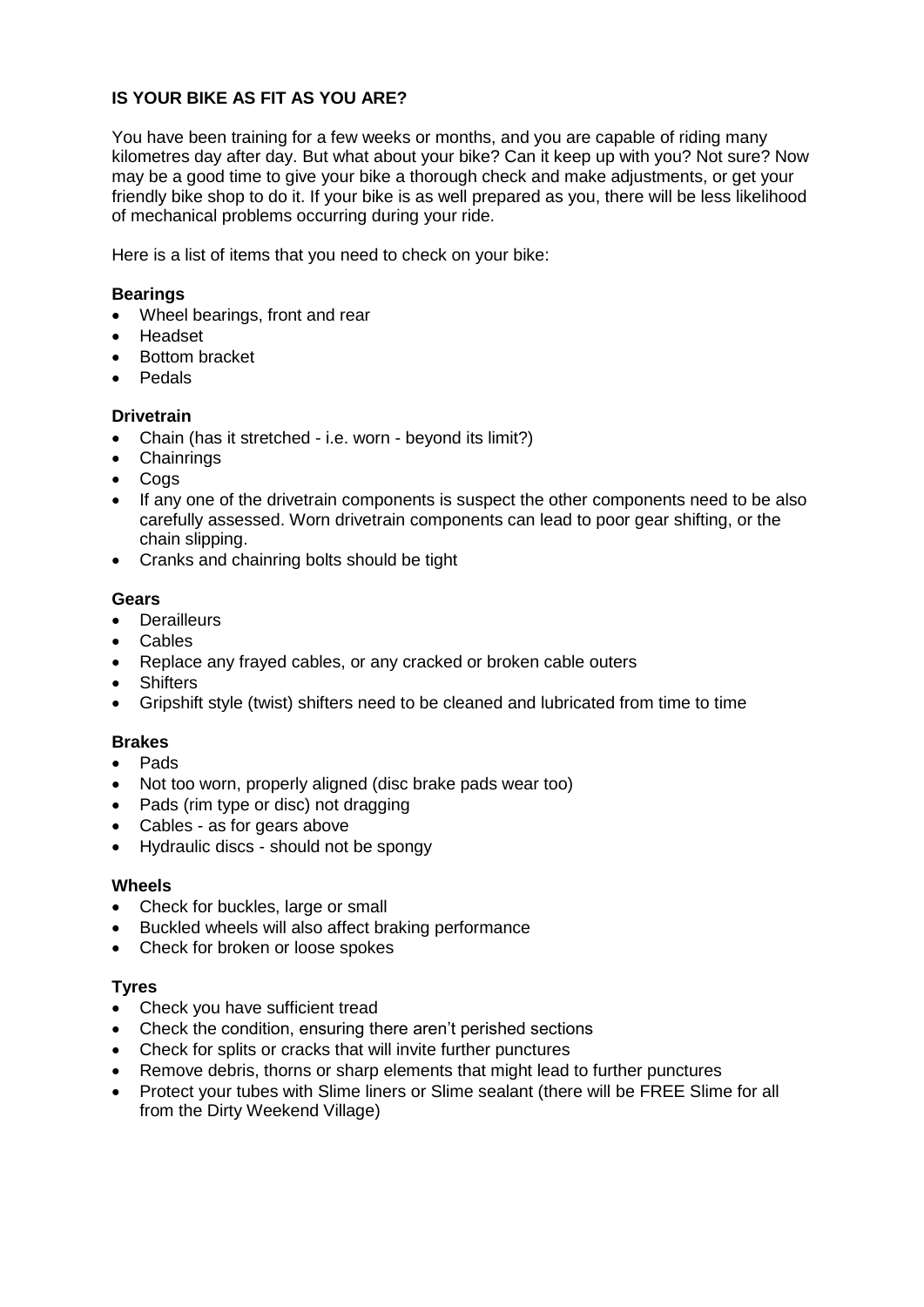# IS YOUR BIKE AS FIT AS YOU ARE?

You have been training for a few weeks or months, and you are capable of riding many kilometres day after day. But what about your bike? Can it keep up with you? Not sure? Now may be a good time to give your bike a thorough check and make adjustments, or get your friendly bike shop to do it. If your bike is as well prepared as you, there will be less likelihood of mechanical problems occurring during your ride.

Here is a list of items that you need to check on your bike:

**Bearings**

- Wheel bearings, front and rear
- Headset
- Bottom bracket
- Pedals

**Drivetrain**

- Chain (has it stretched - i.e. worn - beyond its limit?)
- Chainrings
- Cogs
- If any one of the drivetrain components is suspect the other components need to be also carefully assessed. Worn drivetrain components can lead to poor gear shifting, or the chain slipping.
- Cranks and chainring bolts should be tight

**Gears**

- Derailleurs
- Cables
- Replace any frayed cables, or any cracked or broken cable outers
- Shifters
- Gripshift style (twist) shifters need to be cleaned and lubricated from time to time

**Brakes**

- Pads
- Not too worn, properly aligned (disc brake pads wear too)
- Pads (rim type or disc) not dragging
- Cables - as for gears above
- Hydraulic discs - should not be spongy

**Wheels**

- Check for buckles, large or small
- Buckled wheels will also affect braking performance
- Check for broken or loose spokes

**Tyres**

- Check you have sufficient tread
- Check the condition, ensuring there aren't perished sections
- Check for splits or cracks that will invite further punctures
- Remove debris, thorns or sharp elements that might lead to further punctures
- Protect your tubes with Slime liners or Slime sealant (there will be FREE Slime for all from the Dirty Weekend Village)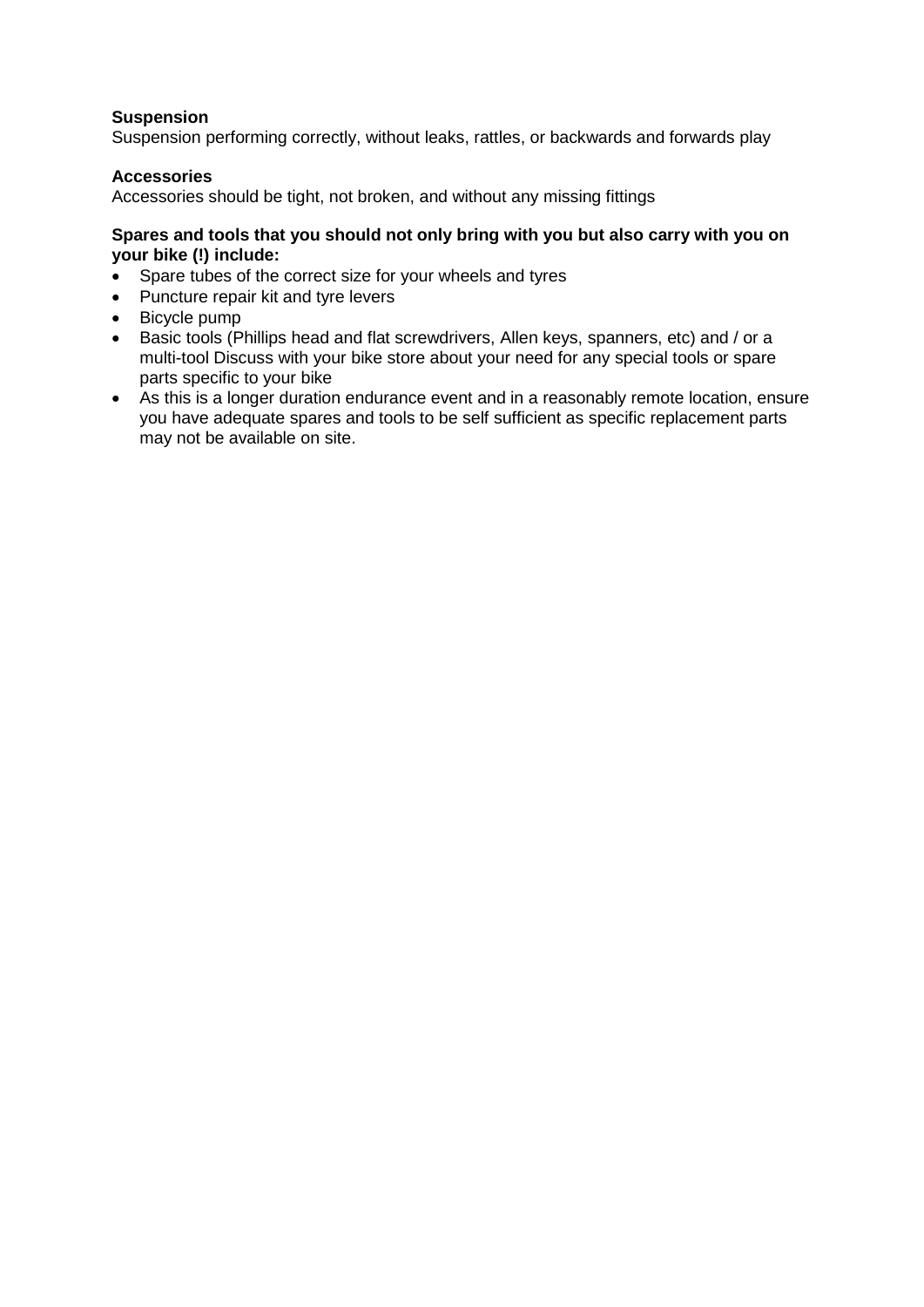**Suspension**
Suspension performing correctly, without leaks, rattles, or backwards and forwards play

**Accessories**
Accessories should be tight, not broken, and without any missing fittings

**Spares and tools that you should not only bring with you but also carry with you on your bike (!) include:**

- Spare tubes of the correct size for your wheels and tyres
- Puncture repair kit and tyre levers
- Bicycle pump
- Basic tools (Phillips head and flat screwdrivers, Allen keys, spanners, etc) and / or a multi-tool Discuss with your bike store about your need for any special tools or spare parts specific to your bike
- As this is a longer duration endurance event and in a reasonably remote location, ensure you have adequate spares and tools to be self sufficient as specific replacement parts may not be available on site.